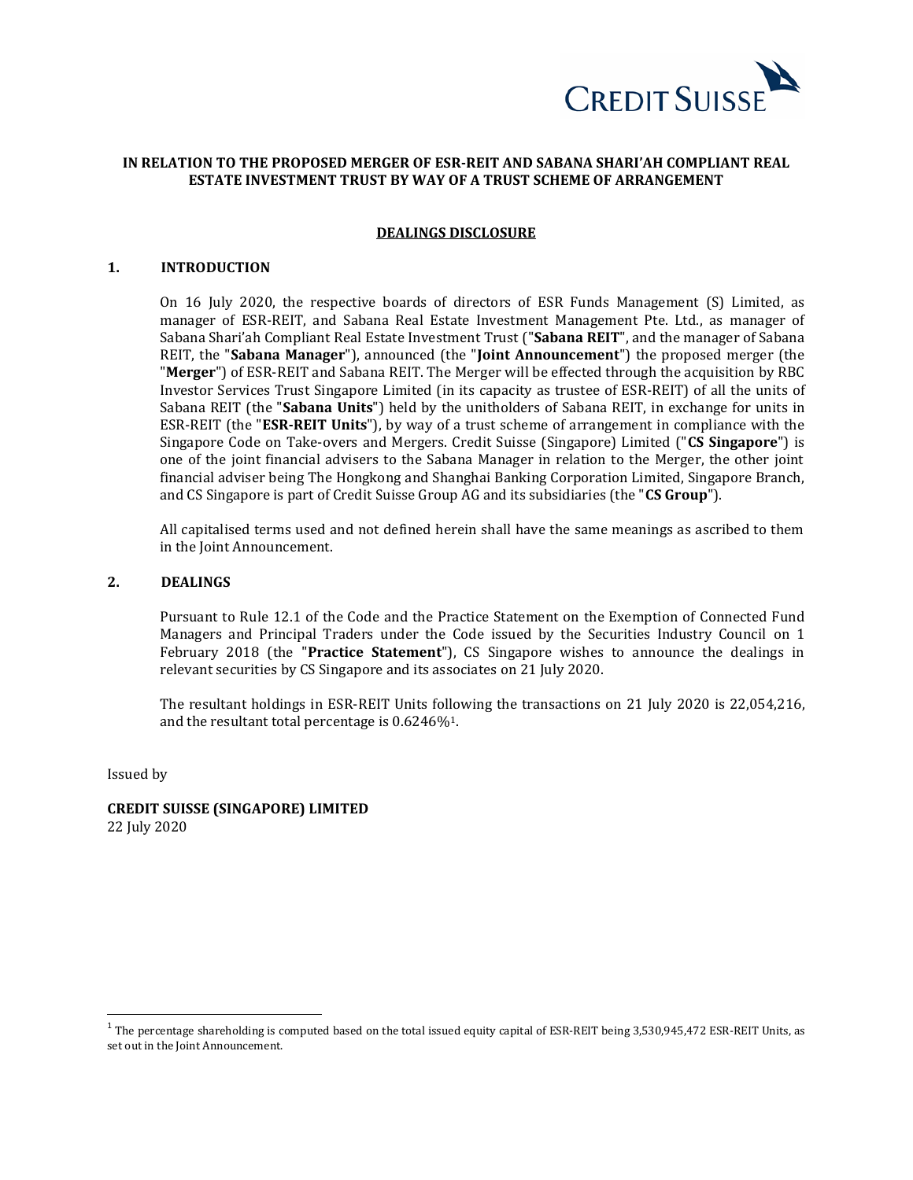CREDIT SUISSE

**IN RELATION TO THE PROPOSED MERGER OF ESR-REIT AND SABANA SHARI'AH COMPLIANT REAL ESTATE INVESTMENT TRUST BY WAY OF A TRUST SCHEME OF ARRANGEMENT**

**DEALINGS DISCLOSURE**

## 1. INTRODUCTION

On 16 July 2020, the respective boards of directors of ESR Funds Management (S) Limited, as manager of ESR-REIT, and Sabana Real Estate Investment Management Pte. Ltd., as manager of Sabana Shari'ah Compliant Real Estate Investment Trust ("**Sabana REIT**", and the manager of Sabana REIT, the "**Sabana Manager**"), announced (the "**Joint Announcement**") the proposed merger (the "**Merger**") of ESR-REIT and Sabana REIT. The Merger will be effected through the acquisition by RBC Investor Services Trust Singapore Limited (in its capacity as trustee of ESR-REIT) of all the units of Sabana REIT (the "**Sabana Units**") held by the unitholders of Sabana REIT, in exchange for units in ESR-REIT (the "**ESR-REIT Units**"), by way of a trust scheme of arrangement in compliance with the Singapore Code on Take-overs and Mergers. Credit Suisse (Singapore) Limited ("**CS Singapore**") is one of the joint financial advisers to the Sabana Manager in relation to the Merger, the other joint financial adviser being The Hongkong and Shanghai Banking Corporation Limited, Singapore Branch, and CS Singapore is part of Credit Suisse Group AG and its subsidiaries (the "**CS Group**").

All capitalised terms used and not defined herein shall have the same meanings as ascribed to them in the Joint Announcement.

## 2. DEALINGS

Pursuant to Rule 12.1 of the Code and the Practice Statement on the Exemption of Connected Fund Managers and Principal Traders under the Code issued by the Securities Industry Council on 1 February 2018 (the "**Practice Statement**"), CS Singapore wishes to announce the dealings in relevant securities by CS Singapore and its associates on 21 July 2020.

The resultant holdings in ESR-REIT Units following the transactions on 21 July 2020 is 22,054,216, and the resultant total percentage is 0.6246%[1].

Issued by

**CREDIT SUISSE (SINGAPORE) LIMITED**
22 July 2020

---

[1] The percentage shareholding is computed based on the total issued equity capital of ESR-REIT being 3,530,945,472 ESR-REIT Units, as set out in the Joint Announcement.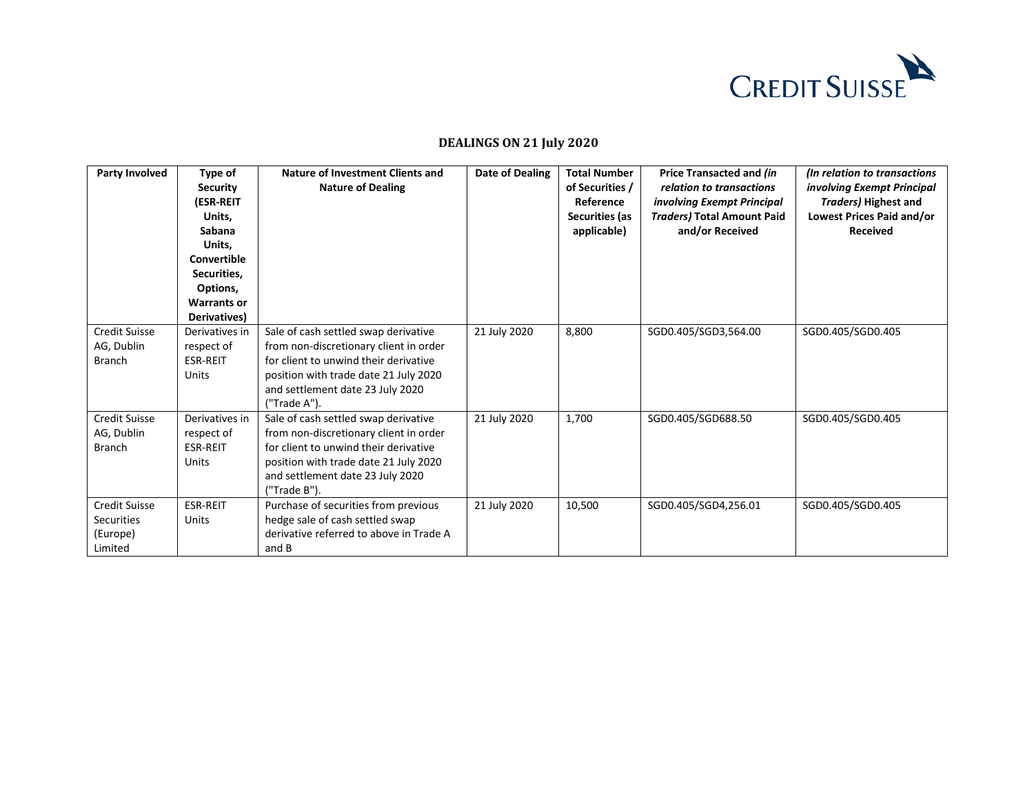**DEALINGS ON 21 July 2020**

| Party Involved | Type of Security (ESR-REIT Units, Sabana Units, Convertible Securities, Options, Warrants or Derivatives) | Nature of Investment Clients and Nature of Dealing | Date of Dealing | Total Number of Securities / Reference Securities (as applicable) | Price Transacted and *(in relation to transactions involving Exempt Principal Traders)* Total Amount Paid and/or Received | *(In relation to transactions involving Exempt Principal Traders)* Highest and Lowest Prices Paid and/or Received |
|---|---|---|---|---|---|---|
| Credit Suisse AG, Dublin Branch | Derivatives in respect of ESR-REIT Units | Sale of cash settled swap derivative from non-discretionary client in order for client to unwind their derivative position with trade date 21 July 2020 and settlement date 23 July 2020 ("Trade A"). | 21 July 2020 | 8,800 | SGD0.405/SGD3,564.00 | SGD0.405/SGD0.405 |
| Credit Suisse AG, Dublin Branch | Derivatives in respect of ESR-REIT Units | Sale of cash settled swap derivative from non-discretionary client in order for client to unwind their derivative position with trade date 21 July 2020 and settlement date 23 July 2020 ("Trade B"). | 21 July 2020 | 1,700 | SGD0.405/SGD688.50 | SGD0.405/SGD0.405 |
| Credit Suisse Securities (Europe) Limited | ESR-REIT Units | Purchase of securities from previous hedge sale of cash settled swap derivative referred to above in Trade A and B | 21 July 2020 | 10,500 | SGD0.405/SGD4,256.01 | SGD0.405/SGD0.405 |